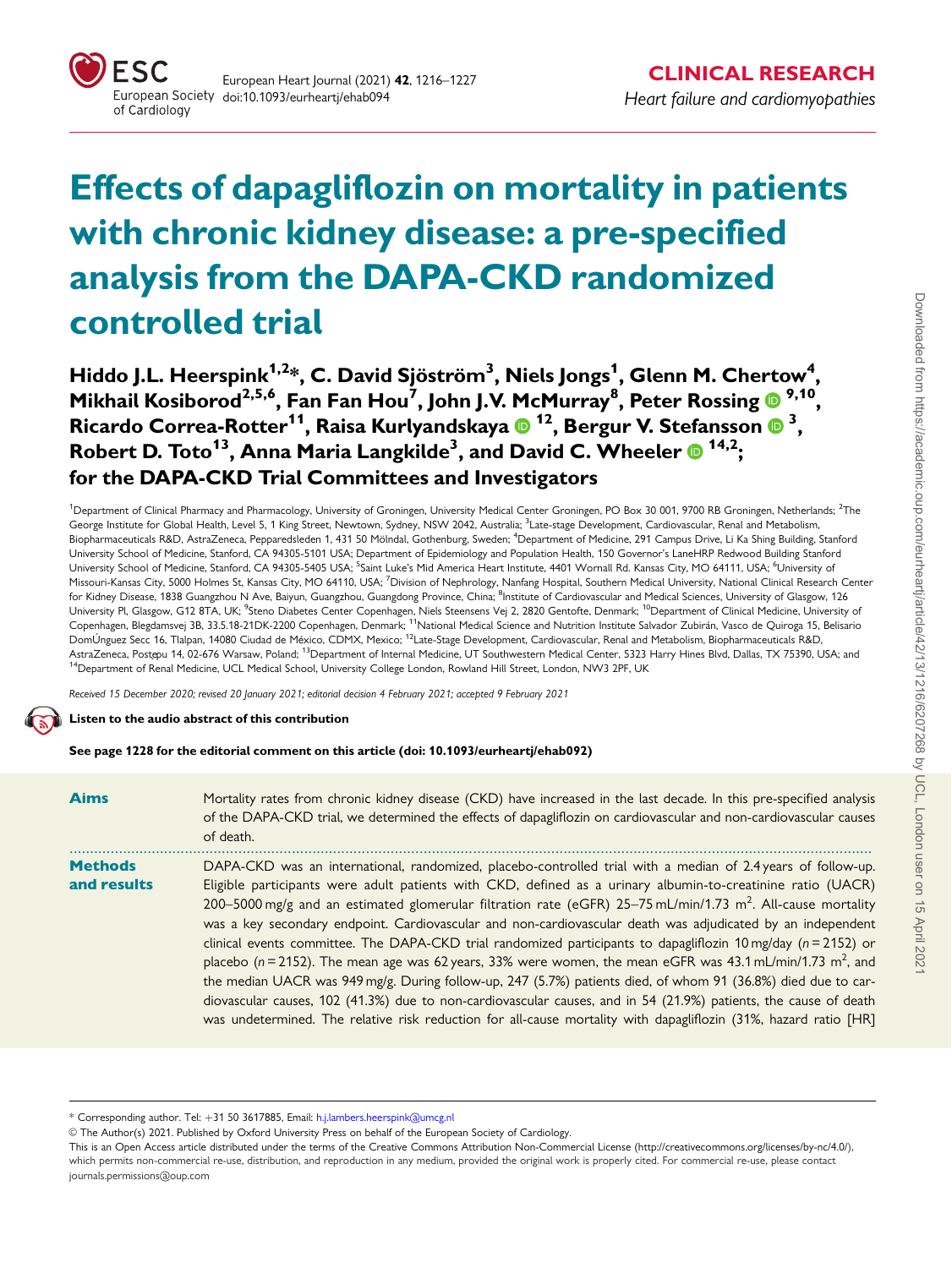CLINICAL RESEARCH

*Heart failure and cardiomyopathies*

# Effects of dapagliflozin on mortality in patients with chronic kidney disease: a pre-specified analysis from the DAPA-CKD randomized controlled trial

**Hiddo J.L. Heerspink[1,2]*, C. David Sjöström[3], Niels Jongs[1], Glenn M. Chertow[4], Mikhail Kosiborod[2,5,6], Fan Fan Hou[7], John J.V. McMurray[8], Peter Rossing[9,10], Ricardo Correa-Rotter[11], Raisa Kurlyandskaya[12], Bergur V. Stefansson[3], Robert D. Toto[13], Anna Maria Langkilde[3], and David C. Wheeler[14,2]; for the DAPA-CKD Trial Committees and Investigators**

[1]Department of Clinical Pharmacy and Pharmacology, University of Groningen, University Medical Center Groningen, PO Box 30 001, 9700 RB Groningen, Netherlands; [2]The George Institute for Global Health, Level 5, 1 King Street, Newtown, Sydney, NSW 2042, Australia; [3]Late-stage Development, Cardiovascular, Renal and Metabolism, Biopharmaceuticals R&D, AstraZeneca, Pepparedsleden 1, 431 50 Mölndal, Gothenburg, Sweden; [4]Department of Medicine, 291 Campus Drive, Li Ka Shing Building, Stanford University School of Medicine, Stanford, CA 94305-5101 USA; Department of Epidemiology and Population Health, 150 Governor's LaneHRP Redwood Building Stanford University School of Medicine, Stanford, CA 94305-5405 USA; [5]Saint Luke's Mid America Heart Institute, 4401 Wornall Rd. Kansas City, MO 64111, USA; [6]University of Missouri-Kansas City, 5000 Holmes St, Kansas City, MO 64110, USA; [7]Division of Nephrology, Nanfang Hospital, Southern Medical University, National Clinical Research Center for Kidney Disease, 1838 Guangzhou N Ave, Baiyun, Guangzhou, Guangdong Province, China; [8]Institute of Cardiovascular and Medical Sciences, University of Glasgow, 126 University Pl, Glasgow, G12 8TA, UK; [9]Steno Diabetes Center Copenhagen, Niels Steensens Vej 2, 2820 Gentofte, Denmark; [10]Department of Clinical Medicine, University of Copenhagen, Blegdamsvej 3B, 33.5.18-21DK-2200 Copenhagen, Denmark; [11]National Medical Science and Nutrition Institute Salvador Zubirán, Vasco de Quiroga 15, Belisario DomÚnguez Secc 16, Tlalpan, 14080 Ciudad de México, CDMX, Mexico; [12]Late-Stage Development, Cardiovascular, Renal and Metabolism, Biopharmaceuticals R&D, AstraZeneca, Postępu 14, 02-676 Warsaw, Poland; [13]Department of Internal Medicine, UT Southwestern Medical Center, 5323 Harry Hines Blvd, Dallas, TX 75390, USA; and [14]Department of Renal Medicine, UCL Medical School, University College London, Rowland Hill Street, London, NW3 2PF, UK

*Received 15 December 2020; revised 20 January 2021; editorial decision 4 February 2021; accepted 9 February 2021*

**Listen to the audio abstract of this contribution**

**See page 1228 for the editorial comment on this article (doi: 10.1093/eurheartj/ehab092)**

**Aims** Mortality rates from chronic kidney disease (CKD) have increased in the last decade. In this pre-specified analysis of the DAPA-CKD trial, we determined the effects of dapagliflozin on cardiovascular and non-cardiovascular causes of death.

**Methods and results** DAPA-CKD was an international, randomized, placebo-controlled trial with a median of 2.4 years of follow-up. Eligible participants were adult patients with CKD, defined as a urinary albumin-to-creatinine ratio (UACR) 200–5000 mg/g and an estimated glomerular filtration rate (eGFR) 25–75 mL/min/1.73 m$^2$. All-cause mortality was a key secondary endpoint. Cardiovascular and non-cardiovascular death was adjudicated by an independent clinical events committee. The DAPA-CKD trial randomized participants to dapagliflozin 10 mg/day ($n = 2152$) or placebo ($n = 2152$). The mean age was 62 years, 33% were women, the mean eGFR was 43.1 mL/min/1.73 m$^2$, and the median UACR was 949 mg/g. During follow-up, 247 (5.7%) patients died, of whom 91 (36.8%) died due to cardiovascular causes, 102 (41.3%) due to non-cardiovascular causes, and in 54 (21.9%) patients, the cause of death was undetermined. The relative risk reduction for all-cause mortality with dapagliflozin (31%, hazard ratio [HR]

* Corresponding author. Tel: +31 50 3617885, Email: h.j.lambers.heerspink@umcg.nl

© The Author(s) 2021. Published by Oxford University Press on behalf of the European Society of Cardiology.

This is an Open Access article distributed under the terms of the Creative Commons Attribution Non-Commercial License (http://creativecommons.org/licenses/by-nc/4.0/), which permits non-commercial re-use, distribution, and reproduction in any medium, provided the original work is properly cited. For commercial re-use, please contact journals.permissions@oup.com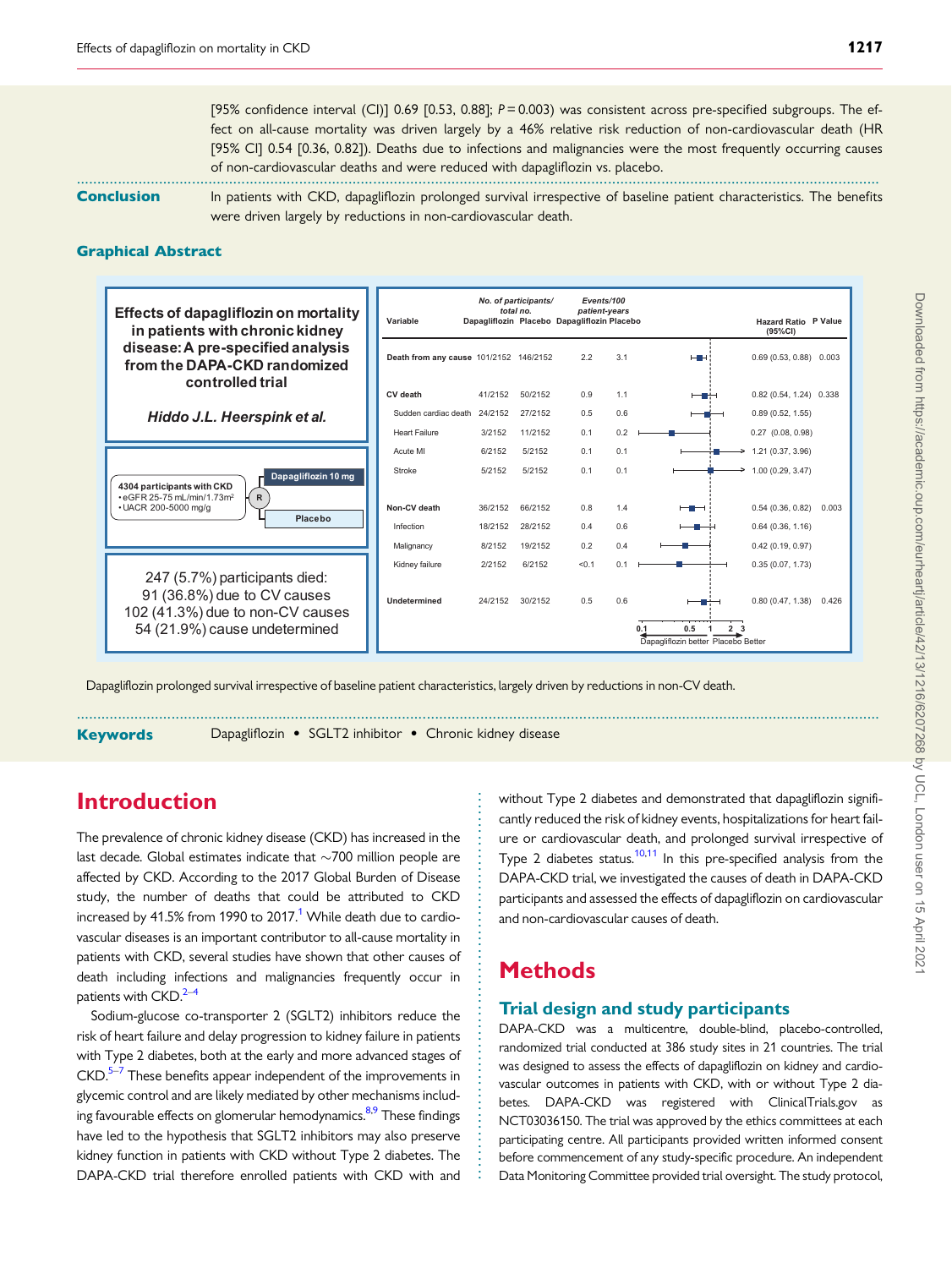[95% confidence interval (CI)] 0.69 [0.53, 0.88]; $P = 0.003$) was consistent across pre-specified subgroups. The effect on all-cause mortality was driven largely by a 46% relative risk reduction of non-cardiovascular death (HR [95% CI] 0.54 [0.36, 0.82]). Deaths due to infections and malignancies were the most frequently occurring causes of non-cardiovascular deaths and were reduced with dapagliflozin vs. placebo.

**Conclusion** In patients with CKD, dapagliflozin prolonged survival irrespective of baseline patient characteristics. The benefits were driven largely by reductions in non-cardiovascular death.

**Graphical Abstract**

Effects of dapagliflozin on mortality in patients with chronic kidney disease: A pre-specified analysis from the DAPA-CKD randomized controlled trial

*Hiddo J.L. Heerspink et al.*

4304 participants with CKD
• eGFR 25-75 mL/min/1.73m²
• UACR 200-5000 mg/g

R

Dapagliflozin 10 mg

Placebo

247 (5.7%) participants died:
91 (36.8%) due to CV causes
102 (41.3%) due to non-CV causes
54 (21.9%) cause undetermined

Variable | No. of participants/total no. Dapagliflozin | Placebo | Events/100 patient-years Dapagliflozin | Placebo | Hazard Ratio (95%CI) | P Value

Death from any cause 101/2152 146/2152 2.2 3.1 0.69 (0.53, 0.88) 0.003

CV death 41/2152 50/2152 0.9 1.1 0.82 (0.54, 1.24) 0.338

Sudden cardiac death 24/2152 27/2152 0.5 0.6 0.89 (0.52, 1.55)

Heart Failure 3/2152 11/2152 0.1 0.2 0.27 (0.08, 0.98)

Acute MI 6/2152 5/2152 0.1 0.1 1.21 (0.37, 3.96)

Stroke 5/2152 5/2152 0.1 0.1 1.00 (0.29, 3.47)

Non-CV death 36/2152 66/2152 0.8 1.4 0.54 (0.36, 0.82) 0.003

Infection 18/2152 28/2152 0.4 0.6 0.64 (0.36, 1.16)

Malignancy 8/2152 19/2152 0.2 0.4 0.42 (0.19, 0.97)

Kidney failure 2/2152 6/2152 <0.1 0.1 0.35 (0.07, 1.73)

Undetermined 24/2152 30/2152 0.5 0.6 0.80 (0.47, 1.38) 0.426

0.1 0.5 1 2 3

Dapagliflozin better Placebo Better

Dapagliflozin prolonged survival irrespective of baseline patient characteristics, largely driven by reductions in non-CV death.

**Keywords** Dapagliflozin • SGLT2 inhibitor • Chronic kidney disease

# Introduction

The prevalence of chronic kidney disease (CKD) has increased in the last decade. Global estimates indicate that ~700 million people are affected by CKD. According to the 2017 Global Burden of Disease study, the number of deaths that could be attributed to CKD increased by 41.5% from 1990 to 2017.[1] While death due to cardiovascular diseases is an important contributor to all-cause mortality in patients with CKD, several studies have shown that other causes of death including infections and malignancies frequently occur in patients with CKD.[2–4]

Sodium-glucose co-transporter 2 (SGLT2) inhibitors reduce the risk of heart failure and delay progression to kidney failure in patients with Type 2 diabetes, both at the early and more advanced stages of CKD.[5–7] These benefits appear independent of the improvements in glycemic control and are likely mediated by other mechanisms including favourable effects on glomerular hemodynamics.[8,9] These findings have led to the hypothesis that SGLT2 inhibitors may also preserve kidney function in patients with CKD without Type 2 diabetes. The DAPA-CKD trial therefore enrolled patients with CKD with and without Type 2 diabetes and demonstrated that dapagliflozin significantly reduced the risk of kidney events, hospitalizations for heart failure or cardiovascular death, and prolonged survival irrespective of Type 2 diabetes status.[10,11] In this pre-specified analysis from the DAPA-CKD trial, we investigated the causes of death in DAPA-CKD participants and assessed the effects of dapagliflozin on cardiovascular and non-cardiovascular causes of death.

# Methods

## Trial design and study participants

DAPA-CKD was a multicentre, double-blind, placebo-controlled, randomized trial conducted at 386 study sites in 21 countries. The trial was designed to assess the effects of dapagliflozin on kidney and cardiovascular outcomes in patients with CKD, with or without Type 2 diabetes. DAPA-CKD was registered with ClinicalTrials.gov as NCT03036150. The trial was approved by the ethics committees at each participating centre. All participants provided written informed consent before commencement of any study-specific procedure. An independent Data Monitoring Committee provided trial oversight. The study protocol,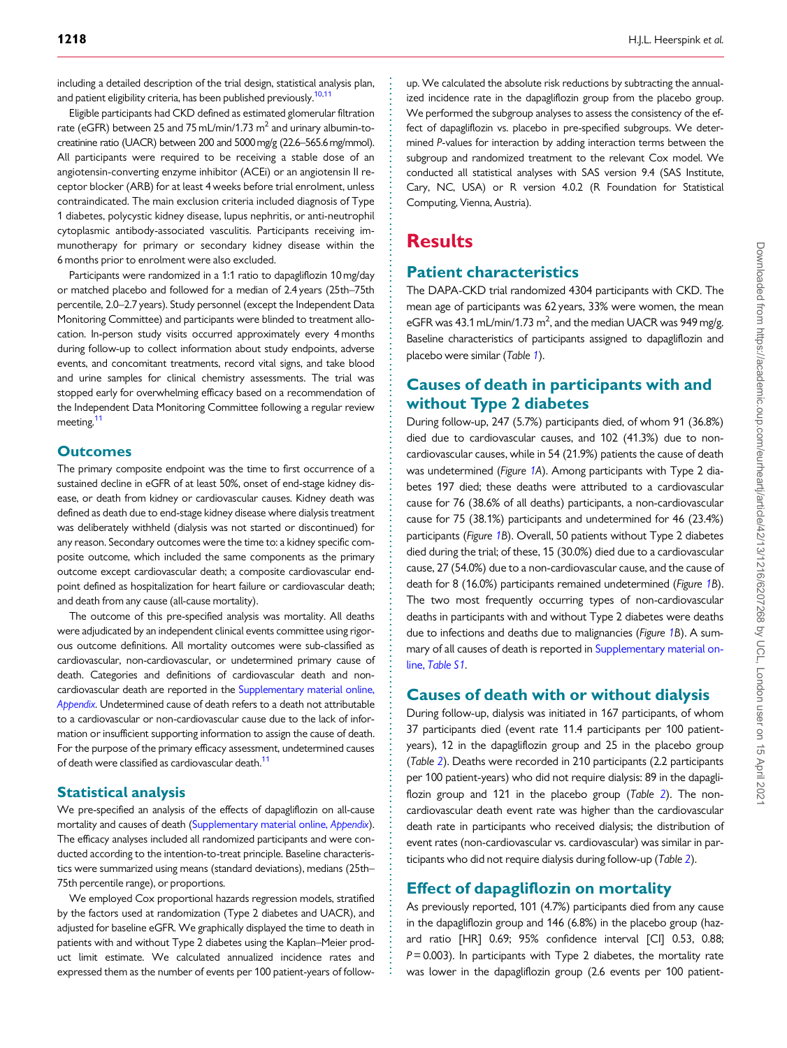including a detailed description of the trial design, statistical analysis plan, and patient eligibility criteria, has been published previously.[10,11]

Eligible participants had CKD defined as estimated glomerular filtration rate (eGFR) between 25 and 75 mL/min/1.73 $m^2$ and urinary albumin-to-creatinine ratio (UACR) between 200 and 5000 mg/g (22.6–565.6 mg/mmol). All participants were required to be receiving a stable dose of an angiotensin-converting enzyme inhibitor (ACEi) or an angiotensin II receptor blocker (ARB) for at least 4 weeks before trial enrolment, unless contraindicated. The main exclusion criteria included diagnosis of Type 1 diabetes, polycystic kidney disease, lupus nephritis, or anti-neutrophil cytoplasmic antibody-associated vasculitis. Participants receiving immunotherapy for primary or secondary kidney disease within the 6 months prior to enrolment were also excluded.

Participants were randomized in a 1:1 ratio to dapagliflozin 10 mg/day or matched placebo and followed for a median of 2.4 years (25th–75th percentile, 2.0–2.7 years). Study personnel (except the Independent Data Monitoring Committee) and participants were blinded to treatment allocation. In-person study visits occurred approximately every 4 months during follow-up to collect information about study endpoints, adverse events, and concomitant treatments, record vital signs, and take blood and urine samples for clinical chemistry assessments. The trial was stopped early for overwhelming efficacy based on a recommendation of the Independent Data Monitoring Committee following a regular review meeting.[11]

## Outcomes

The primary composite endpoint was the time to first occurrence of a sustained decline in eGFR of at least 50%, onset of end-stage kidney disease, or death from kidney or cardiovascular causes. Kidney death was defined as death due to end-stage kidney disease where dialysis treatment was deliberately withheld (dialysis was not started or discontinued) for any reason. Secondary outcomes were the time to: a kidney specific composite outcome, which included the same components as the primary outcome except cardiovascular death; a composite cardiovascular endpoint defined as hospitalization for heart failure or cardiovascular death; and death from any cause (all-cause mortality).

The outcome of this pre-specified analysis was mortality. All deaths were adjudicated by an independent clinical events committee using rigorous outcome definitions. All mortality outcomes were sub-classified as cardiovascular, non-cardiovascular, or undetermined primary cause of death. Categories and definitions of cardiovascular death and non-cardiovascular death are reported in the Supplementary material online, *Appendix*. Undetermined cause of death refers to a death not attributable to a cardiovascular or non-cardiovascular cause due to the lack of information or insufficient supporting information to assign the cause of death. For the purpose of the primary efficacy assessment, undetermined causes of death were classified as cardiovascular death.[11]

## Statistical analysis

We pre-specified an analysis of the effects of dapagliflozin on all-cause mortality and causes of death (Supplementary material online, *Appendix*). The efficacy analyses included all randomized participants and were conducted according to the intention-to-treat principle. Baseline characteristics were summarized using means (standard deviations), medians (25th–75th percentile range), or proportions.

We employed Cox proportional hazards regression models, stratified by the factors used at randomization (Type 2 diabetes and UACR), and adjusted for baseline eGFR. We graphically displayed the time to death in patients with and without Type 2 diabetes using the Kaplan–Meier product limit estimate. We calculated annualized incidence rates and expressed them as the number of events per 100 patient-years of follow-up. We calculated the absolute risk reductions by subtracting the annualized incidence rate in the dapagliflozin group from the placebo group. We performed the subgroup analyses to assess the consistency of the effect of dapagliflozin vs. placebo in pre-specified subgroups. We determined *P*-values for interaction by adding interaction terms between the subgroup and randomized treatment to the relevant Cox model. We conducted all statistical analyses with SAS version 9.4 (SAS Institute, Cary, NC, USA) or R version 4.0.2 (R Foundation for Statistical Computing, Vienna, Austria).

# Results

## Patient characteristics

The DAPA-CKD trial randomized 4304 participants with CKD. The mean age of participants was 62 years, 33% were women, the mean eGFR was 43.1 mL/min/1.73 $m^2$, and the median UACR was 949 mg/g. Baseline characteristics of participants assigned to dapagliflozin and placebo were similar (*Table 1*).

## Causes of death in participants with and without Type 2 diabetes

During follow-up, 247 (5.7%) participants died, of whom 91 (36.8%) died due to cardiovascular causes, and 102 (41.3%) due to non-cardiovascular causes, while in 54 (21.9%) patients the cause of death was undetermined (*Figure 1A*). Among participants with Type 2 diabetes 197 died; these deaths were attributed to a cardiovascular cause for 76 (38.6% of all deaths) participants, a non-cardiovascular cause for 75 (38.1%) participants and undetermined for 46 (23.4%) participants (*Figure 1B*). Overall, 50 patients without Type 2 diabetes died during the trial; of these, 15 (30.0%) died due to a cardiovascular cause, 27 (54.0%) due to a non-cardiovascular cause, and the cause of death for 8 (16.0%) participants remained undetermined (*Figure 1B*). The two most frequently occurring types of non-cardiovascular deaths in participants with and without Type 2 diabetes were deaths due to infections and deaths due to malignancies (*Figure 1B*). A summary of all causes of death is reported in Supplementary material online, *Table S1*.

## Causes of death with or without dialysis

During follow-up, dialysis was initiated in 167 participants, of whom 37 participants died (event rate 11.4 participants per 100 patient-years), 12 in the dapagliflozin group and 25 in the placebo group (*Table 2*). Deaths were recorded in 210 participants (2.2 participants per 100 patient-years) who did not require dialysis: 89 in the dapagliflozin group and 121 in the placebo group (*Table 2*). The non-cardiovascular death event rate was higher than the cardiovascular death rate in participants who received dialysis; the distribution of event rates (non-cardiovascular vs. cardiovascular) was similar in participants who did not require dialysis during follow-up (*Table 2*).

## Effect of dapagliflozin on mortality

As previously reported, 101 (4.7%) participants died from any cause in the dapagliflozin group and 146 (6.8%) in the placebo group (hazard ratio [HR] 0.69; 95% confidence interval [CI] 0.53, 0.88; $P = 0.003$). In participants with Type 2 diabetes, the mortality rate was lower in the dapagliflozin group (2.6 events per 100 patient-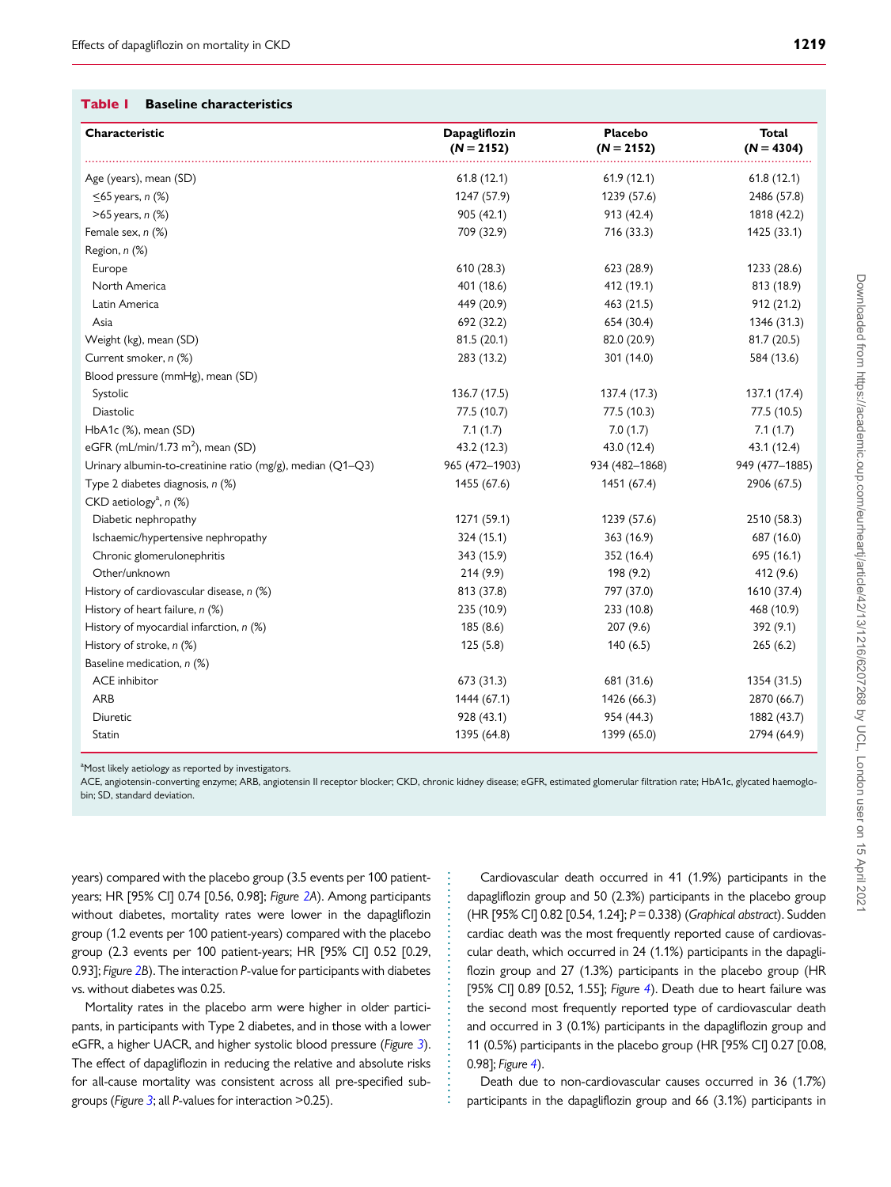**Table 1 Baseline characteristics**

| Characteristic | Dapagliflozin (N = 2152) | Placebo (N = 2152) | Total (N = 4304) |
|---|---|---|---|
| Age (years), mean (SD) | 61.8 (12.1) | 61.9 (12.1) | 61.8 (12.1) |
| ≤65 years, n (%) | 1247 (57.9) | 1239 (57.6) | 2486 (57.8) |
| >65 years, n (%) | 905 (42.1) | 913 (42.4) | 1818 (42.2) |
| Female sex, n (%) | 709 (32.9) | 716 (33.3) | 1425 (33.1) |
| Region, n (%) | | | |
| Europe | 610 (28.3) | 623 (28.9) | 1233 (28.6) |
| North America | 401 (18.6) | 412 (19.1) | 813 (18.9) |
| Latin America | 449 (20.9) | 463 (21.5) | 912 (21.2) |
| Asia | 692 (32.2) | 654 (30.4) | 1346 (31.3) |
| Weight (kg), mean (SD) | 81.5 (20.1) | 82.0 (20.9) | 81.7 (20.5) |
| Current smoker, n (%) | 283 (13.2) | 301 (14.0) | 584 (13.6) |
| Blood pressure (mmHg), mean (SD) | | | |
| Systolic | 136.7 (17.5) | 137.4 (17.3) | 137.1 (17.4) |
| Diastolic | 77.5 (10.7) | 77.5 (10.3) | 77.5 (10.5) |
| HbA1c (%), mean (SD) | 7.1 (1.7) | 7.0 (1.7) | 7.1 (1.7) |
| eGFR (mL/min/1.73 $m^2$), mean (SD) | 43.2 (12.3) | 43.0 (12.4) | 43.1 (12.4) |
| Urinary albumin-to-creatinine ratio (mg/g), median (Q1–Q3) | 965 (472–1903) | 934 (482–1868) | 949 (477–1885) |
| Type 2 diabetes diagnosis, n (%) | 1455 (67.6) | 1451 (67.4) | 2906 (67.5) |
| CKD aetiology[a], n (%) | | | |
| Diabetic nephropathy | 1271 (59.1) | 1239 (57.6) | 2510 (58.3) |
| Ischaemic/hypertensive nephropathy | 324 (15.1) | 363 (16.9) | 687 (16.0) |
| Chronic glomerulonephritis | 343 (15.9) | 352 (16.4) | 695 (16.1) |
| Other/unknown | 214 (9.9) | 198 (9.2) | 412 (9.6) |
| History of cardiovascular disease, n (%) | 813 (37.8) | 797 (37.0) | 1610 (37.4) |
| History of heart failure, n (%) | 235 (10.9) | 233 (10.8) | 468 (10.9) |
| History of myocardial infarction, n (%) | 185 (8.6) | 207 (9.6) | 392 (9.1) |
| History of stroke, n (%) | 125 (5.8) | 140 (6.5) | 265 (6.2) |
| Baseline medication, n (%) | | | |
| ACE inhibitor | 673 (31.3) | 681 (31.6) | 1354 (31.5) |
| ARB | 1444 (67.1) | 1426 (66.3) | 2870 (66.7) |
| Diuretic | 928 (43.1) | 954 (44.3) | 1882 (43.7) |
| Statin | 1395 (64.8) | 1399 (65.0) | 2794 (64.9) |

[a]Most likely aetiology as reported by investigators.

ACE, angiotensin-converting enzyme; ARB, angiotensin II receptor blocker; CKD, chronic kidney disease; eGFR, estimated glomerular filtration rate; HbA1c, glycated haemoglobin; SD, standard deviation.

years) compared with the placebo group (3.5 events per 100 patient-years; HR [95% CI] 0.74 [0.56, 0.98]; *Figure 2A*). Among participants without diabetes, mortality rates were lower in the dapagliflozin group (1.2 events per 100 patient-years) compared with the placebo group (2.3 events per 100 patient-years; HR [95% CI] 0.52 [0.29, 0.93]; *Figure 2B*). The interaction *P*-value for participants with diabetes vs. without diabetes was 0.25.

Mortality rates in the placebo arm were higher in older participants, in participants with Type 2 diabetes, and in those with a lower eGFR, a higher UACR, and higher systolic blood pressure (*Figure 3*). The effect of dapagliflozin in reducing the relative and absolute risks for all-cause mortality was consistent across all pre-specified subgroups (*Figure 3*; all *P*-values for interaction >0.25).

Cardiovascular death occurred in 41 (1.9%) participants in the dapagliflozin group and 50 (2.3%) participants in the placebo group (HR [95% CI] 0.82 [0.54, 1.24]; *P* = 0.338) (*Graphical abstract*). Sudden cardiac death was the most frequently reported cause of cardiovascular death, which occurred in 24 (1.1%) participants in the dapagliflozin group and 27 (1.3%) participants in the placebo group (HR [95% CI] 0.89 [0.52, 1.55]; *Figure 4*). Death due to heart failure was the second most frequently reported type of cardiovascular death and occurred in 3 (0.1%) participants in the dapagliflozin group and 11 (0.5%) participants in the placebo group (HR [95% CI] 0.27 [0.08, 0.98]; *Figure 4*).

Death due to non-cardiovascular causes occurred in 36 (1.7%) participants in the dapagliflozin group and 66 (3.1%) participants in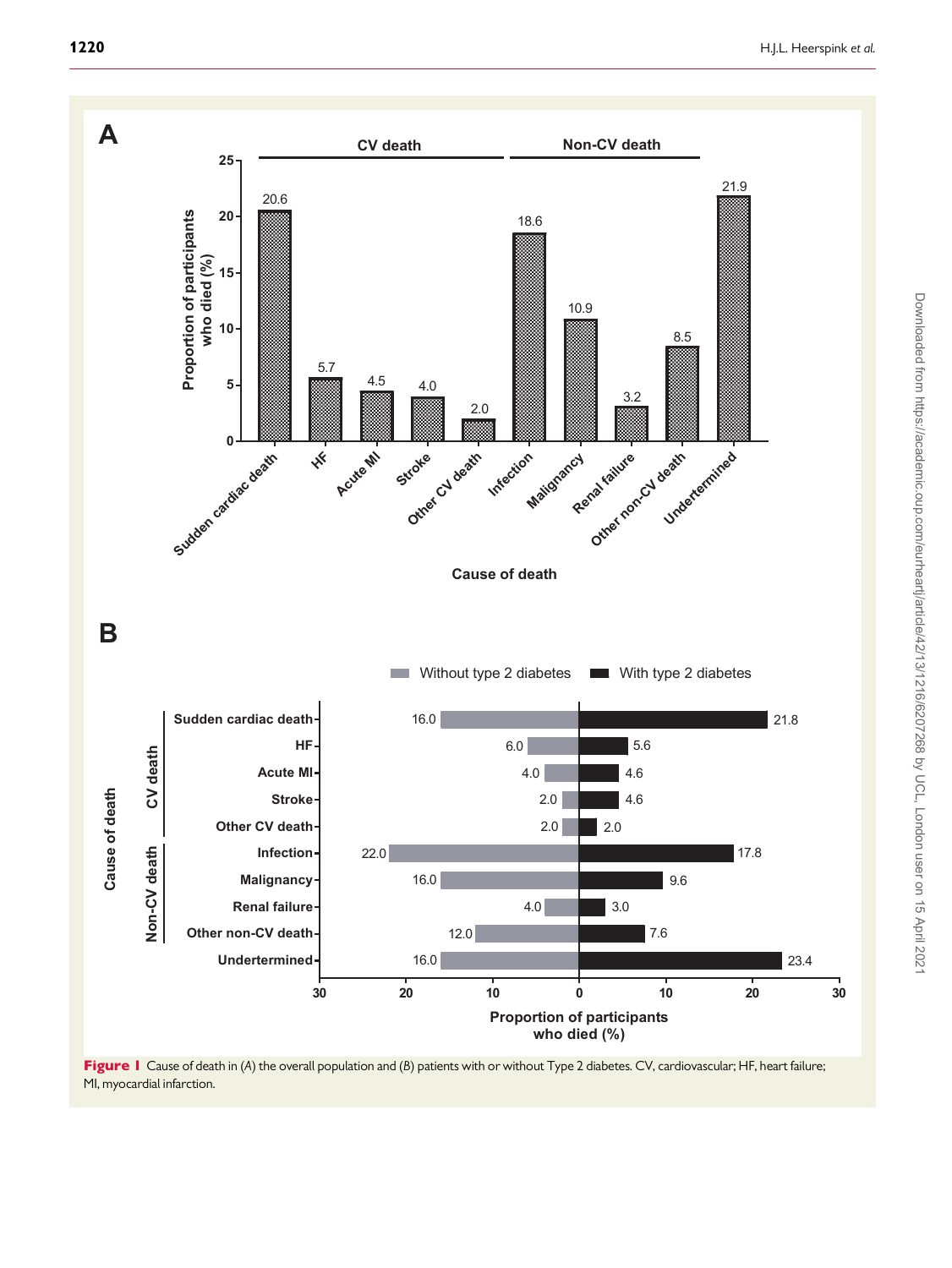A

CV death

Non-CV death

Proportion of participants who died (%)

25
20
15
10
5
0

20.6
5.7
4.5
4.0
2.0
18.6
10.9
3.2
8.5
21.9

Sudden cardiac death
HF
Acute MI
Stroke
Other CV death
Infection
Malignancy
Renal failure
Other non-CV death
Undertermined

Cause of death

B

Without type 2 diabetes
With type 2 diabetes

Cause of death

CV death

Sudden cardiac death 16.0 21.8
HF 6.0 5.6
Acute MI 4.0 4.6
Stroke 2.0 4.6
Other CV death 2.0 2.0

Non-CV death

Infection 22.0 17.8
Malignancy 16.0 9.6
Renal failure 4.0 3.0
Other non-CV death 12.0 7.6
Undertermined 16.0 23.4

30 20 10 0 10 20 30

Proportion of participants who died (%)

**Figure 1** Cause of death in (*A*) the overall population and (*B*) patients with or without Type 2 diabetes. CV, cardiovascular; HF, heart failure; MI, myocardial infarction.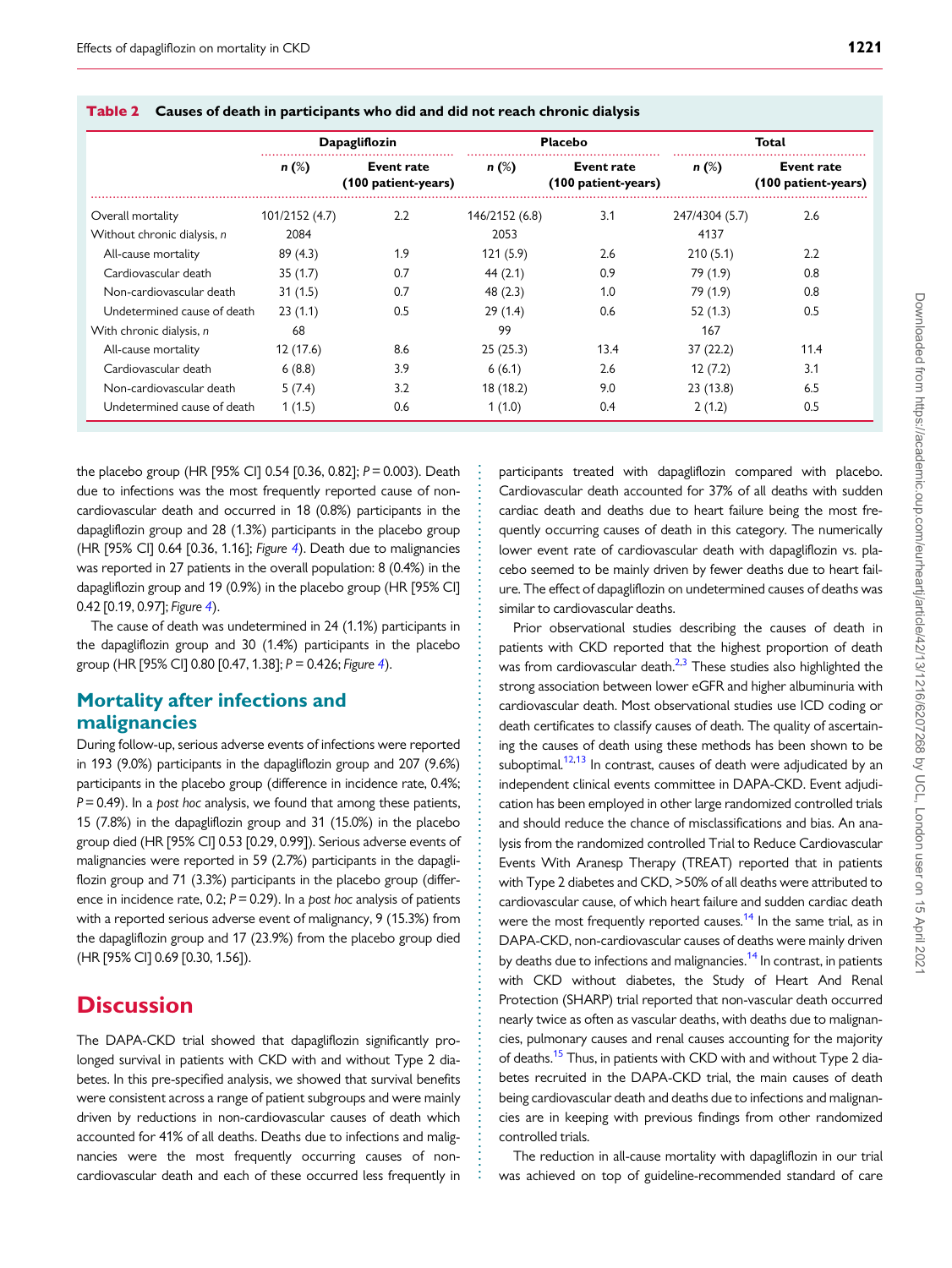**Table 2** Causes of death in participants who did and did not reach chronic dialysis

| | Dapagliflozin | | Placebo | | Total | |
|---|---|---|---|---|---|---|
| | n (%) | Event rate (100 patient-years) | n (%) | Event rate (100 patient-years) | n (%) | Event rate (100 patient-years) |
| Overall mortality | 101/2152 (4.7) | 2.2 | 146/2152 (6.8) | 3.1 | 247/4304 (5.7) | 2.6 |
| Without chronic dialysis, n | 2084 | | 2053 | | 4137 | |
| All-cause mortality | 89 (4.3) | 1.9 | 121 (5.9) | 2.6 | 210 (5.1) | 2.2 |
| Cardiovascular death | 35 (1.7) | 0.7 | 44 (2.1) | 0.9 | 79 (1.9) | 0.8 |
| Non-cardiovascular death | 31 (1.5) | 0.7 | 48 (2.3) | 1.0 | 79 (1.9) | 0.8 |
| Undetermined cause of death | 23 (1.1) | 0.5 | 29 (1.4) | 0.6 | 52 (1.3) | 0.5 |
| With chronic dialysis, n | 68 | | 99 | | 167 | |
| All-cause mortality | 12 (17.6) | 8.6 | 25 (25.3) | 13.4 | 37 (22.2) | 11.4 |
| Cardiovascular death | 6 (8.8) | 3.9 | 6 (6.1) | 2.6 | 12 (7.2) | 3.1 |
| Non-cardiovascular death | 5 (7.4) | 3.2 | 18 (18.2) | 9.0 | 23 (13.8) | 6.5 |
| Undetermined cause of death | 1 (1.5) | 0.6 | 1 (1.0) | 0.4 | 2 (1.2) | 0.5 |

the placebo group (HR [95% CI] 0.54 [0.36, 0.82]; $P = 0.003$). Death due to infections was the most frequently reported cause of non-cardiovascular death and occurred in 18 (0.8%) participants in the dapagliflozin group and 28 (1.3%) participants in the placebo group (HR [95% CI] 0.64 [0.36, 1.16]; *Figure 4*). Death due to malignancies was reported in 27 patients in the overall population: 8 (0.4%) in the dapagliflozin group and 19 (0.9%) in the placebo group (HR [95% CI] 0.42 [0.19, 0.97]; *Figure 4*).

The cause of death was undetermined in 24 (1.1%) participants in the dapagliflozin group and 30 (1.4%) participants in the placebo group (HR [95% CI] 0.80 [0.47, 1.38]; $P = 0.426$; *Figure 4*).

## Mortality after infections and malignancies

During follow-up, serious adverse events of infections were reported in 193 (9.0%) participants in the dapagliflozin group and 207 (9.6%) participants in the placebo group (difference in incidence rate, 0.4%; $P = 0.49$). In a *post hoc* analysis, we found that among these patients, 15 (7.8%) in the dapagliflozin group and 31 (15.0%) in the placebo group died (HR [95% CI] 0.53 [0.29, 0.99]). Serious adverse events of malignancies were reported in 59 (2.7%) participants in the dapagliflozin group and 71 (3.3%) participants in the placebo group (difference in incidence rate, 0.2; $P = 0.29$). In a *post hoc* analysis of patients with a reported serious adverse event of malignancy, 9 (15.3%) from the dapagliflozin group and 17 (23.9%) from the placebo group died (HR [95% CI] 0.69 [0.30, 1.56]).

# Discussion

The DAPA-CKD trial showed that dapagliflozin significantly prolonged survival in patients with CKD with and without Type 2 diabetes. In this pre-specified analysis, we showed that survival benefits were consistent across a range of patient subgroups and were mainly driven by reductions in non-cardiovascular causes of death which accounted for 41% of all deaths. Deaths due to infections and malignancies were the most frequently occurring causes of non-cardiovascular death and each of these occurred less frequently in participants treated with dapagliflozin compared with placebo. Cardiovascular death accounted for 37% of all deaths with sudden cardiac death and deaths due to heart failure being the most frequently occurring causes of death in this category. The numerically lower event rate of cardiovascular death with dapagliflozin vs. placebo seemed to be mainly driven by fewer deaths due to heart failure. The effect of dapagliflozin on undetermined causes of deaths was similar to cardiovascular deaths.

Prior observational studies describing the causes of death in patients with CKD reported that the highest proportion of death was from cardiovascular death.[2,3] These studies also highlighted the strong association between lower eGFR and higher albuminuria with cardiovascular death. Most observational studies use ICD coding or death certificates to classify causes of death. The quality of ascertaining the causes of death using these methods has been shown to be suboptimal.[12,13] In contrast, causes of death were adjudicated by an independent clinical events committee in DAPA-CKD. Event adjudication has been employed in other large randomized controlled trials and should reduce the chance of misclassifications and bias. An analysis from the randomized controlled Trial to Reduce Cardiovascular Events With Aranesp Therapy (TREAT) reported that in patients with Type 2 diabetes and CKD, >50% of all deaths were attributed to cardiovascular cause, of which heart failure and sudden cardiac death were the most frequently reported causes.[14] In the same trial, as in DAPA-CKD, non-cardiovascular causes of deaths were mainly driven by deaths due to infections and malignancies.[14] In contrast, in patients with CKD without diabetes, the Study of Heart And Renal Protection (SHARP) trial reported that non-vascular death occurred nearly twice as often as vascular deaths, with deaths due to malignancies, pulmonary causes and renal causes accounting for the majority of deaths.[15] Thus, in patients with CKD with and without Type 2 diabetes recruited in the DAPA-CKD trial, the main causes of death being cardiovascular death and deaths due to infections and malignancies are in keeping with previous findings from other randomized controlled trials.

The reduction in all-cause mortality with dapagliflozin in our trial was achieved on top of guideline-recommended standard of care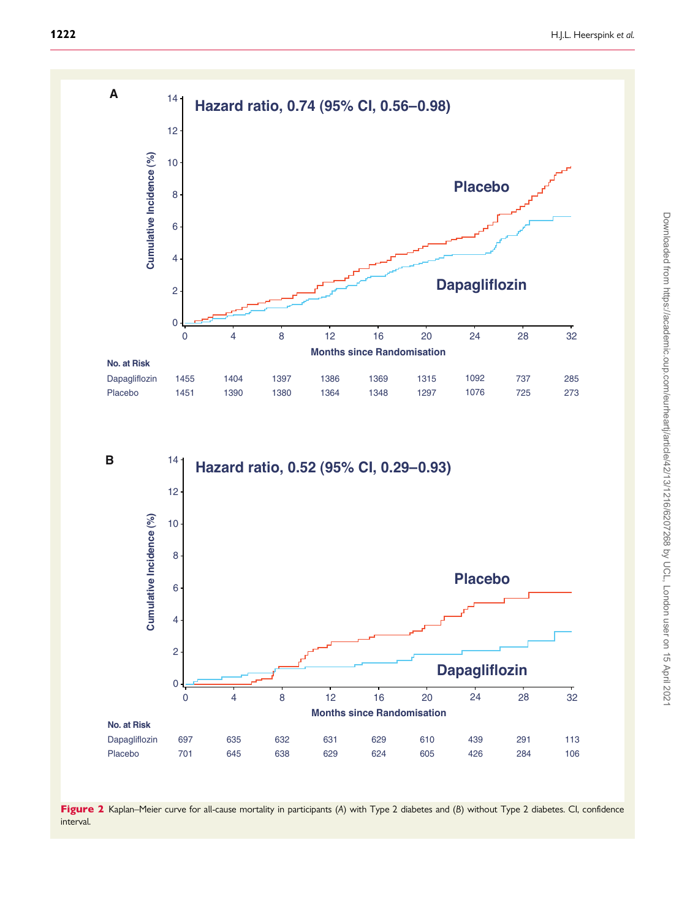A

Hazard ratio, 0.74 (95% CI, 0.56–0.98)

Cumulative Incidence (%)

14
12
10
8
6
4
2
0

Placebo

Dapagliflozin

0 4 8 12 16 20 24 28 32

Months since Randomisation

No. at Risk

Dapagliflozin 1455 1404 1397 1386 1369 1315 1092 737 285

Placebo 1451 1390 1380 1364 1348 1297 1076 725 273

B

Hazard ratio, 0.52 (95% CI, 0.29–0.93)

Cumulative Incidence (%)

14
12
10
8
6
4
2
0

Placebo

Dapagliflozin

0 4 8 12 16 20 24 28 32

Months since Randomisation

No. at Risk

Dapagliflozin 697 635 632 631 629 610 439 291 113

Placebo 701 645 638 629 624 605 426 284 106

**Figure 2** Kaplan–Meier curve for all-cause mortality in participants (*A*) with Type 2 diabetes and (*B*) without Type 2 diabetes. CI, confidence interval.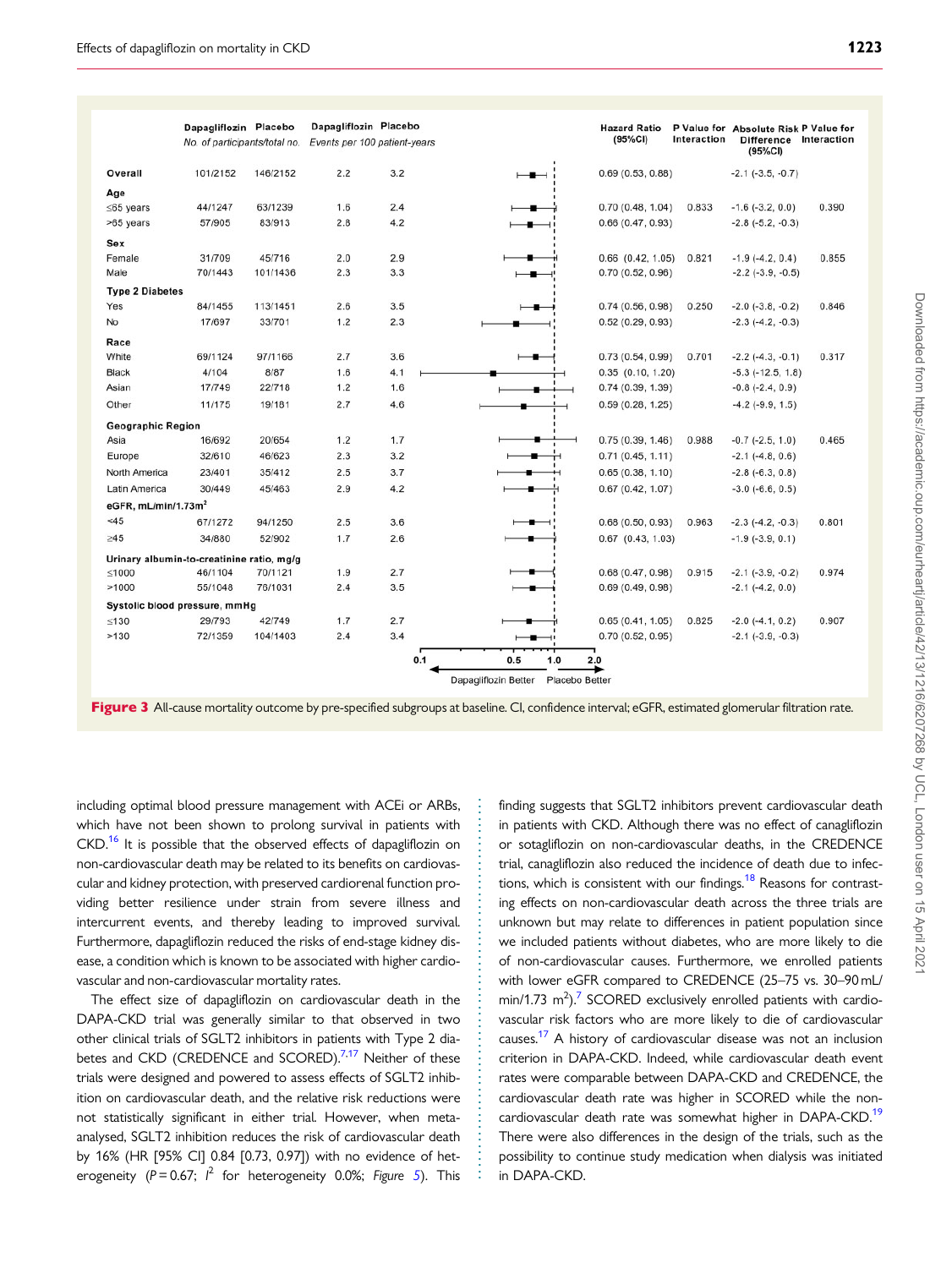Dapagliflozin Placebo
No. of participants/total no.
Dapagliflozin Placebo
Events per 100 patient-years
Hazard Ratio (95%CI)
P Value for Interaction
Absolute Risk Difference (95%CI)
P Value for Interaction

Overall 101/2152 146/2152 2.2 3.2 0.69 (0.53, 0.88) -2.1 (-3.5, -0.7)

Age
≤65 years 44/1247 63/1239 1.6 2.4 0.70 (0.48, 1.04) 0.833 -1.6 (-3.2, 0.0) 0.390
>65 years 57/905 83/913 2.8 4.2 0.66 (0.47, 0.93) -2.8 (-5.2, -0.3)

Sex
Female 31/709 45/716 2.0 2.9 0.66 (0.42, 1.05) 0.821 -1.9 (-4.2, 0.4) 0.855
Male 70/1443 101/1436 2.3 3.3 0.70 (0.52, 0.96) -2.2 (-3.9, -0.5)

Type 2 Diabetes
Yes 84/1455 113/1451 2.6 3.5 0.74 (0.56, 0.98) 0.250 -2.0 (-3.8, -0.2) 0.846
No 17/697 33/701 1.2 2.3 0.52 (0.29, 0.93) -2.3 (-4.2, -0.3)

Race
White 69/1124 97/1166 2.7 3.6 0.73 (0.54, 0.99) 0.701 -2.2 (-4.3, -0.1) 0.317
Black 4/104 8/87 1.6 4.1 0.35 (0.10, 1.20) -5.3 (-12.5, 1.8)
Asian 17/749 22/718 1.2 1.6 0.74 (0.39, 1.39) -0.8 (-2.4, 0.9)
Other 11/175 19/181 2.7 4.6 0.59 (0.28, 1.25) -4.2 (-9.9, 1.5)

Geographic Region
Asia 16/692 20/654 1.2 1.7 0.75 (0.39, 1.46) 0.988 -0.7 (-2.5, 1.0) 0.465
Europe 32/610 46/623 2.3 3.2 0.71 (0.45, 1.11) -2.1 (-4.8, 0.6)
North America 23/401 35/412 2.5 3.7 0.65 (0.38, 1.10) -2.8 (-6.3, 0.8)
Latin America 30/449 45/463 2.9 4.2 0.67 (0.42, 1.07) -3.0 (-6.6, 0.5)

eGFR, mL/min/1.73m²
<45 67/1272 94/1250 2.5 3.6 0.68 (0.50, 0.93) 0.963 -2.3 (-4.2, -0.3) 0.801
≥45 34/880 52/902 1.7 2.6 0.67 (0.43, 1.03) -1.9 (-3.9, 0.1)

Urinary albumin-to-creatinine ratio, mg/g
≤1000 46/1104 70/1121 1.9 2.7 0.68 (0.47, 0.98) 0.915 -2.1 (-3.9, -0.2) 0.974
>1000 55/1048 76/1031 2.4 3.5 0.69 (0.49, 0.98) -2.1 (-4.2, 0.0)

Systolic blood pressure, mmHg
≤130 29/793 42/749 1.7 2.7 0.65 (0.41, 1.05) 0.825 -2.0 (-4.1, 0.2) 0.907
>130 72/1359 104/1403 2.4 3.4 0.70 (0.52, 0.95) -2.1 (-3.9, -0.3)

0.1 0.5 1.0 2.0
Dapagliflozin Better Placebo Better

**Figure 3** All-cause mortality outcome by pre-specified subgroups at baseline. CI, confidence interval; eGFR, estimated glomerular filtration rate.

including optimal blood pressure management with ACEi or ARBs, which have not been shown to prolong survival in patients with CKD.[16] It is possible that the observed effects of dapagliflozin on non-cardiovascular death may be related to its benefits on cardiovascular and kidney protection, with preserved cardiorenal function providing better resilience under strain from severe illness and intercurrent events, and thereby leading to improved survival. Furthermore, dapagliflozin reduced the risks of end-stage kidney disease, a condition which is known to be associated with higher cardiovascular and non-cardiovascular mortality rates.

The effect size of dapagliflozin on cardiovascular death in the DAPA-CKD trial was generally similar to that observed in two other clinical trials of SGLT2 inhibitors in patients with Type 2 diabetes and CKD (CREDENCE and SCORED).[7,17] Neither of these trials were designed and powered to assess effects of SGLT2 inhibition on cardiovascular death, and the relative risk reductions were not statistically significant in either trial. However, when meta-analysed, SGLT2 inhibition reduces the risk of cardiovascular death by 16% (HR [95% CI] 0.84 [0.73, 0.97]) with no evidence of heterogeneity ($P = 0.67$; $I^2$ for heterogeneity 0.0%; *Figure 5*). This finding suggests that SGLT2 inhibitors prevent cardiovascular death in patients with CKD. Although there was no effect of canagliflozin or sotagliflozin on non-cardiovascular deaths, in the CREDENCE trial, canagliflozin also reduced the incidence of death due to infections, which is consistent with our findings.[18] Reasons for contrasting effects on non-cardiovascular death across the three trials are unknown but may relate to differences in patient population since we included patients without diabetes, who are more likely to die of non-cardiovascular causes. Furthermore, we enrolled patients with lower eGFR compared to CREDENCE (25–75 vs. 30–90 mL/min/1.73 m$^2$).[7] SCORED exclusively enrolled patients with cardiovascular risk factors who are more likely to die of cardiovascular causes.[17] A history of cardiovascular disease was not an inclusion criterion in DAPA-CKD. Indeed, while cardiovascular death event rates were comparable between DAPA-CKD and CREDENCE, the cardiovascular death rate was higher in SCORED while the non-cardiovascular death rate was somewhat higher in DAPA-CKD.[19] There were also differences in the design of the trials, such as the possibility to continue study medication when dialysis was initiated in DAPA-CKD.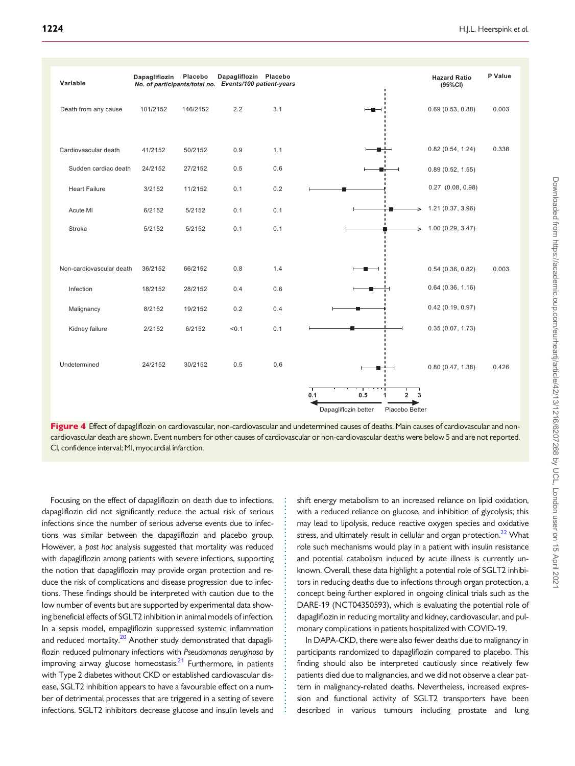Variable | Dapagliflozin | Placebo | No. of participants/total no. | Dapagliflozin | Placebo | Events/100 patient-years | Hazard Ratio (95%CI) | P Value

Death from any cause 101/2152 146/2152 2.2 3.1 0.69 (0.53, 0.88) 0.003

Cardiovascular death 41/2152 50/2152 0.9 1.1 0.82 (0.54, 1.24) 0.338

Sudden cardiac death 24/2152 27/2152 0.5 0.6 0.89 (0.52, 1.55)

Heart Failure 3/2152 11/2152 0.1 0.2 0.27 (0.08, 0.98)

Acute MI 6/2152 5/2152 0.1 0.1 1.21 (0.37, 3.96)

Stroke 5/2152 5/2152 0.1 0.1 1.00 (0.29, 3.47)

Non-cardiovascular death 36/2152 66/2152 0.8 1.4 0.54 (0.36, 0.82) 0.003

Infection 18/2152 28/2152 0.4 0.6 0.64 (0.36, 1.16)

Malignancy 8/2152 19/2152 0.2 0.4 0.42 (0.19, 0.97)

Kidney failure 2/2152 6/2152 <0.1 0.1 0.35 (0.07, 1.73)

Undetermined 24/2152 30/2152 0.5 0.6 0.80 (0.47, 1.38) 0.426

0.1 0.5 1 2 3

Dapagliflozin better Placebo Better

**Figure 4** Effect of dapagliflozin on cardiovascular, non-cardiovascular and undetermined causes of deaths. Main causes of cardiovascular and non-cardiovascular death are shown. Event numbers for other causes of cardiovascular or non-cardiovascular deaths were below 5 and are not reported. CI, confidence interval; MI, myocardial infarction.

Focusing on the effect of dapagliflozin on death due to infections, dapagliflozin did not significantly reduce the actual risk of serious infections since the number of serious adverse events due to infections was similar between the dapagliflozin and placebo group. However, a *post hoc* analysis suggested that mortality was reduced with dapagliflozin among patients with severe infections, supporting the notion that dapagliflozin may provide organ protection and reduce the risk of complications and disease progression due to infections. These findings should be interpreted with caution due to the low number of events but are supported by experimental data showing beneficial effects of SGLT2 inhibition in animal models of infection. In a sepsis model, empagliflozin suppressed systemic inflammation and reduced mortality.[20] Another study demonstrated that dapagliflozin reduced pulmonary infections with *Pseudomonas aeruginosa* by improving airway glucose homeostasis.[21] Furthermore, in patients with Type 2 diabetes without CKD or established cardiovascular disease, SGLT2 inhibition appears to have a favourable effect on a number of detrimental processes that are triggered in a setting of severe infections. SGLT2 inhibitors decrease glucose and insulin levels and shift energy metabolism to an increased reliance on lipid oxidation, with a reduced reliance on glucose, and inhibition of glycolysis; this may lead to lipolysis, reduce reactive oxygen species and oxidative stress, and ultimately result in cellular and organ protection.[22] What role such mechanisms would play in a patient with insulin resistance and potential catabolism induced by acute illness is currently unknown. Overall, these data highlight a potential role of SGLT2 inhibitors in reducing deaths due to infections through organ protection, a concept being further explored in ongoing clinical trials such as the DARE-19 (NCT04350593), which is evaluating the potential role of dapagliflozin in reducing mortality and kidney, cardiovascular, and pulmonary complications in patients hospitalized with COVID-19.

In DAPA-CKD, there were also fewer deaths due to malignancy in participants randomized to dapagliflozin compared to placebo. This finding should also be interpreted cautiously since relatively few patients died due to malignancies, and we did not observe a clear pattern in malignancy-related deaths. Nevertheless, increased expression and functional activity of SGLT2 transporters have been described in various tumours including prostate and lung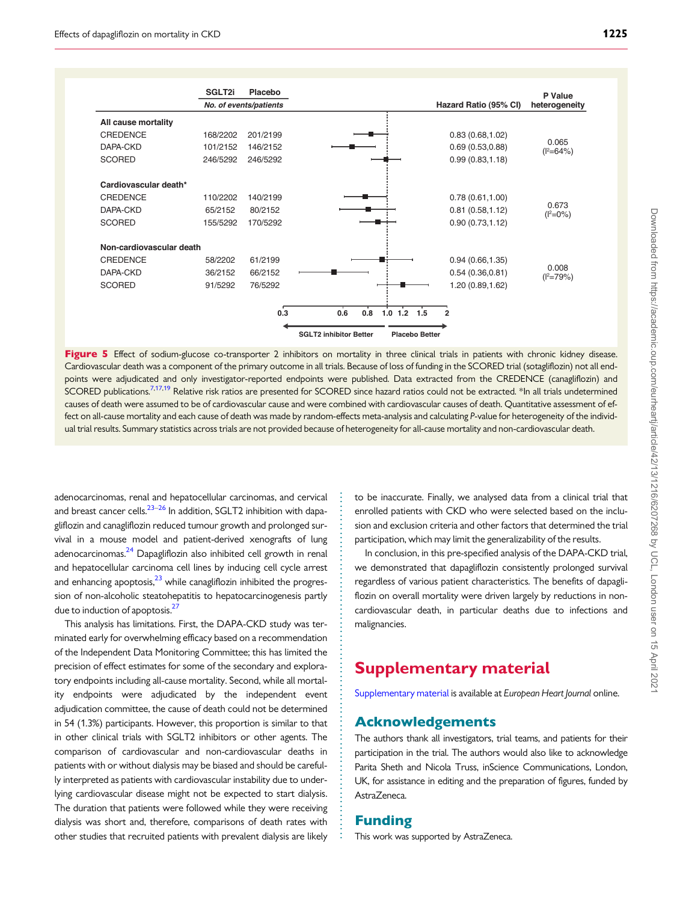SGLT2i | Placebo
No. of events/patients
Hazard Ratio (95% CI)
P Value heterogeneity

All cause mortality
CREDENCE 168/2202 201/2199 0.83 (0.68,1.02)
DAPA-CKD 101/2152 146/2152 0.69 (0.53,0.88)
SCORED 246/5292 246/5292 0.99 (0.83,1.18)
0.065 ($I^2$=64%)

Cardiovascular death*
CREDENCE 110/2202 140/2199 0.78 (0.61,1.00)
DAPA-CKD 65/2152 80/2152 0.81 (0.58,1.12)
SCORED 155/5292 170/5292 0.90 (0.73,1.12)
0.673 ($I^2$=0%)

Non-cardiovascular death
CREDENCE 58/2202 61/2199 0.94 (0.66,1.35)
DAPA-CKD 36/2152 66/2152 0.54 (0.36,0.81)
SCORED 91/5292 76/5292 1.20 (0.89,1.62)
0.008 ($I^2$=79%)

0.3 0.6 0.8 1.0 1.2 1.5 2

SGLT2 inhibitor Better | Placebo Better

**Figure 5** Effect of sodium-glucose co-transporter 2 inhibitors on mortality in three clinical trials in patients with chronic kidney disease. Cardiovascular death was a component of the primary outcome in all trials. Because of loss of funding in the SCORED trial (sotagliflozin) not all endpoints were adjudicated and only investigator-reported endpoints were published. Data extracted from the CREDENCE (canagliflozin) and SCORED publications.[7,17,19] Relative risk ratios are presented for SCORED since hazard ratios could not be extracted. *In all trials undetermined causes of death were assumed to be of cardiovascular cause and were combined with cardiovascular causes of death. Quantitative assessment of effect on all-cause mortality and each cause of death was made by random-effects meta-analysis and calculating *P*-value for heterogeneity of the individual trial results. Summary statistics across trials are not provided because of heterogeneity for all-cause mortality and non-cardiovascular death.

adenocarcinomas, renal and hepatocellular carcinomas, and cervical and breast cancer cells.[23–26] In addition, SGLT2 inhibition with dapagliflozin and canagliflozin reduced tumour growth and prolonged survival in a mouse model and patient-derived xenografts of lung adenocarcinomas.[24] Dapagliflozin also inhibited cell growth in renal and hepatocellular carcinoma cell lines by inducing cell cycle arrest and enhancing apoptosis,[23] while canagliflozin inhibited the progression of non-alcoholic steatohepatitis to hepatocarcinogenesis partly due to induction of apoptosis.[27]

This analysis has limitations. First, the DAPA-CKD study was terminated early for overwhelming efficacy based on a recommendation of the Independent Data Monitoring Committee; this has limited the precision of effect estimates for some of the secondary and exploratory endpoints including all-cause mortality. Second, while all mortality endpoints were adjudicated by the independent event adjudication committee, the cause of death could not be determined in 54 (1.3%) participants. However, this proportion is similar to that in other clinical trials with SGLT2 inhibitors or other agents. The comparison of cardiovascular and non-cardiovascular deaths in patients with or without dialysis may be biased and should be carefully interpreted as patients with cardiovascular instability due to underlying cardiovascular disease might not be expected to start dialysis. The duration that patients were followed while they were receiving dialysis was short and, therefore, comparisons of death rates with other studies that recruited patients with prevalent dialysis are likely to be inaccurate. Finally, we analysed data from a clinical trial that enrolled patients with CKD who were selected based on the inclusion and exclusion criteria and other factors that determined the trial participation, which may limit the generalizability of the results.

In conclusion, in this pre-specified analysis of the DAPA-CKD trial, we demonstrated that dapagliflozin consistently prolonged survival regardless of various patient characteristics. The benefits of dapagliflozin on overall mortality were driven largely by reductions in non-cardiovascular death, in particular deaths due to infections and malignancies.

# Supplementary material

Supplementary material is available at *European Heart Journal* online.

## Acknowledgements

The authors thank all investigators, trial teams, and patients for their participation in the trial. The authors would also like to acknowledge Parita Sheth and Nicola Truss, inScience Communications, London, UK, for assistance in editing and the preparation of figures, funded by AstraZeneca.

## Funding

This work was supported by AstraZeneca.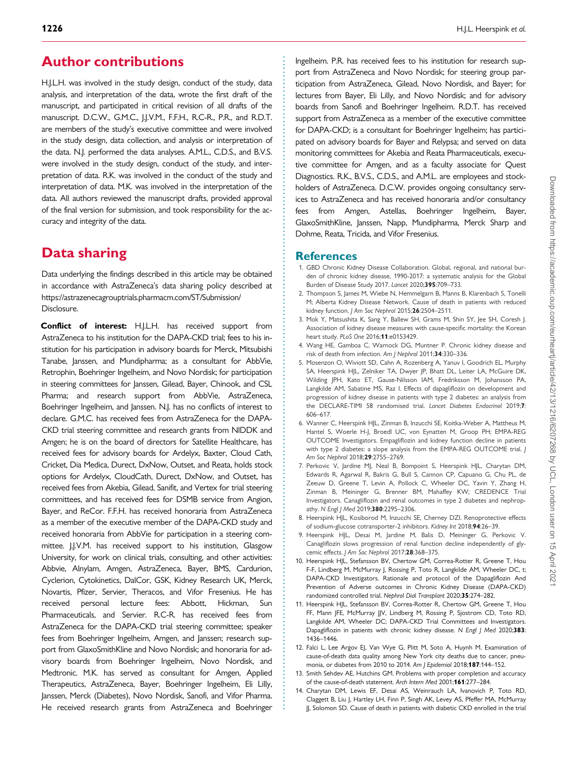## Author contributions

H.J.L.H. was involved in the study design, conduct of the study, data analysis, and interpretation of the data, wrote the first draft of the manuscript, and participated in critical revision of all drafts of the manuscript. D.C.W., G.M.C., J.J.V.M., F.F.H., R.C-R., P.R., and R.D.T. are members of the study's executive committee and were involved in the study design, data collection, and analysis or interpretation of the data. N.J. performed the data analyses. A.M.L., C.D.S., and B.V.S. were involved in the study design, conduct of the study, and interpretation of data. R.K. was involved in the conduct of the study and interpretation of data. M.K. was involved in the interpretation of the data. All authors reviewed the manuscript drafts, provided approval of the final version for submission, and took responsibility for the accuracy and integrity of the data.

## Data sharing

Data underlying the findings described in this article may be obtained in accordance with AstraZeneca's data sharing policy described at https://astrazenecagrouptrials.pharmacm.com/ST/Submission/Disclosure.

**Conflict of interest:** H.J.L.H. has received support from AstraZeneca to his institution for the DAPA-CKD trial; fees to his institution for his participation in advisory boards for Merck, Mitsubishi Tanabe, Janssen, and Mundipharma; as a consultant for AbbVie, Retrophin, Boehringer Ingelheim, and Novo Nordisk; for participation in steering committees for Janssen, Gilead, Bayer, Chinook, and CSL Pharma; and research support from AbbVie, AstraZeneca, Boehringer Ingelheim, and Janssen. N.J. has no conflicts of interest to declare. G.M.C. has received fees from AstraZeneca for the DAPA-CKD trial steering committee and research grants from NIDDK and Amgen; he is on the board of directors for Satellite Healthcare, has received fees for advisory boards for Ardelyx, Baxter, Cloud Cath, Cricket, Dia Medica, Durect, DxNow, Outset, and Reata, holds stock options for Ardelyx, CloudCath, Durect, DxNow, and Outset, has received fees from Akebia, Gilead, Sanifit, and Vertex for trial steering committees, and has received fees for DSMB service from Angion, Bayer, and ReCor. F.F.H. has received honoraria from AstraZeneca as a member of the executive member of the DAPA-CKD study and received honoraria from AbbVie for participation in a steering committee. J.J.V.M. has received support to his institution, Glasgow University, for work on clinical trials, consulting, and other activities: Abbvie, Alnylam, Amgen, AstraZeneca, Bayer, BMS, Cardurion, Cyclerion, Cytokinetics, DalCor, GSK, Kidney Research UK, Merck, Novartis, Pfizer, Servier, Theracos, and Vifor Fresenius. He has received personal lecture fees: Abbott, Hickman, Sun Pharmaceuticals, and Servier. R.C-R. has received fees from AstraZeneca for the DAPA-CKD trial steering committee; speaker fees from Boehringer Ingelheim, Amgen, and Janssen; research support from GlaxoSmithKline and Novo Nordisk; and honoraria for advisory boards from Boehringer Ingelheim, Novo Nordisk, and Medtronic. M.K. has served as consultant for Amgen, Applied Therapeutics, AstraZeneca, Bayer, Boehringer Ingelheim, Eli Lilly, Janssen, Merck (Diabetes), Novo Nordisk, Sanofi, and Vifor Pharma. He received research grants from AstraZeneca and Boehringer Ingelheim. P.R. has received fees to his institution for research support from AstraZeneca and Novo Nordisk; for steering group participation from AstraZeneca, Gilead, Novo Nordisk, and Bayer; for lectures from Bayer, Eli Lilly, and Novo Nordisk; and for advisory boards from Sanofi and Boehringer Ingelheim. R.D.T. has received support from AstraZeneca as a member of the executive committee for DAPA-CKD; is a consultant for Boehringer Ingelheim; has participated on advisory boards for Bayer and Relypsa; and served on data monitoring committees for Akebia and Reata Pharmaceuticals, executive committee for Amgen, and as a faculty associate for Quest Diagnostics. R.K., B.V.S., C.D.S., and A.M.L. are employees and stockholders of AstraZeneca. D.C.W. provides ongoing consultancy services to AstraZeneca and has received honoraria and/or consultancy fees from Amgen, Astellas, Boehringer Ingelheim, Bayer, GlaxoSmithKline, Janssen, Napp, Mundipharma, Merck Sharp and Dohme, Reata, Tricida, and Vifor Fresenius.

## References

1. GBD Chronic Kidney Disease Collaboration. Global, regional, and national burden of chronic kidney disease, 1990-2017: a systematic analysis for the Global Burden of Disease Study 2017. *Lancet* 2020;**395**:709–733.
2. Thompson S, James M, Wiebe N, Hemmelgarn B, Manns B, Klarenbach S, Tonelli M; Alberta Kidney Disease Network. Cause of death in patients with reduced kidney function. *J Am Soc Nephrol* 2015;**26**:2504–2511.
3. Mok Y, Matsushita K, Sang Y, Ballew SH, Grams M, Shin SY, Jee SH, Coresh J. Association of kidney disease measures with cause-specific mortality: the Korean heart study. *PLoS One* 2016;**11**:e0153429.
4. Wang HE, Gamboa C, Warnock DG, Muntner P. Chronic kidney disease and risk of death from infection. *Am J Nephrol* 2011;**34**:330–336.
5. Mosenzon O, Wiviott SD, Cahn A, Rozenberg A, Yanuv I, Goodrich EL, Murphy SA, Heerspink HJL, Zelniker TA, Dwyer JP, Bhatt DL, Leiter LA, McGuire DK, Wilding JPH, Kato ET, Gause-Nilsson IAM, Fredriksson M, Johansson PA, Langkilde AM, Sabatine MS, Raz I. Effects of dapagliflozin on development and progression of kidney disease in patients with type 2 diabetes: an analysis from the DECLARE-TIMI 58 randomised trial. *Lancet Diabetes Endocrinol* 2019;**7**:606–617.
6. Wanner C, Heerspink HJL, Zinman B, Inzucchi SE, Koitka-Weber A, Mattheus M, Hantel S, Woerle H-J, Broedl UC, von Eynatten M, Groop PH; EMPA-REG OUTCOME Investigators. Empagliflozin and kidney function decline in patients with type 2 diabetes: a slope analysis from the EMPA-REG OUTCOME trial. *J Am Soc Nephrol* 2018;**29**:2755–2769.
7. Perkovic V, Jardine MJ, Neal B, Bompoint S, Heerspink HJL, Charytan DM, Edwards R, Agarwal R, Bakris G, Bull S, Cannon CP, Capuano G, Chu PL, de Zeeuw D, Greene T, Levin A, Pollock C, Wheeler DC, Yavin Y, Zhang H, Zinman B, Meininger G, Brenner BM, Mahaffey KW; CREDENCE Trial Investigators. Canagliflozin and renal outcomes in type 2 diabetes and nephropathy. *N Engl J Med* 2019;**380**:2295–2306.
8. Heerspink HJL, Kosiborod M, Inzucchi SE, Cherney DZI. Renoprotective effects of sodium-glucose cotransporter-2 inhibitors. *Kidney Int* 2018;**94**:26–39.
9. Heerspink HJL, Desai M, Jardine M, Balis D, Meininger G, Perkovic V. Canagliflozin slows progression of renal function decline independently of glycemic effects. *J Am Soc Nephrol* 2017;**28**:368–375.
10. Heerspink HJL, Stefansson BV, Chertow GM, Correa-Rotter R, Greene T, Hou F-F, Lindberg M, McMurray J, Rossing P, Toto R, Langkilde AM, Wheeler DC, t; DAPA-CKD Investigators. Rationale and protocol of the Dapagliflozin And Prevention of Adverse outcomes in Chronic Kidney Disease (DAPA-CKD) randomized controlled trial. *Nephrol Dial Transplant* 2020;**35**:274–282.
11. Heerspink HJL, Stefansson BV, Correa-Rotter R, Chertow GM, Greene T, Hou FF, Mann JFE, McMurray JJV, Lindberg M, Rossing P, Sjostrom CD, Toto RD, Langkilde AM, Wheeler DC; DAPA-CKD Trial Committees and Investigators. Dapagliflozin in patients with chronic kidney disease. *N Engl J Med* 2020;**383**:1436–1446.
12. Falci L, Lee Argov EJ, Van Wye G, Plitt M, Soto A, Huynh M. Examination of cause-of-death data quality among New York city deaths due to cancer, pneumonia, or diabetes from 2010 to 2014. *Am J Epidemiol* 2018;**187**:144–152.
13. Smith Sehdev AE, Hutchins GM. Problems with proper completion and accuracy of the cause-of-death statement. *Arch Intern Med* 2001;**161**:277–284.
14. Charytan DM, Lewis EF, Desai AS, Weinrauch LA, Ivanovich P, Toto RD, Claggett B, Liu J, Hartley LH, Finn P, Singh AK, Levey AS, Pfeffer MA, McMurray JJ, Solomon SD. Cause of death in patients with diabetic CKD enrolled in the trial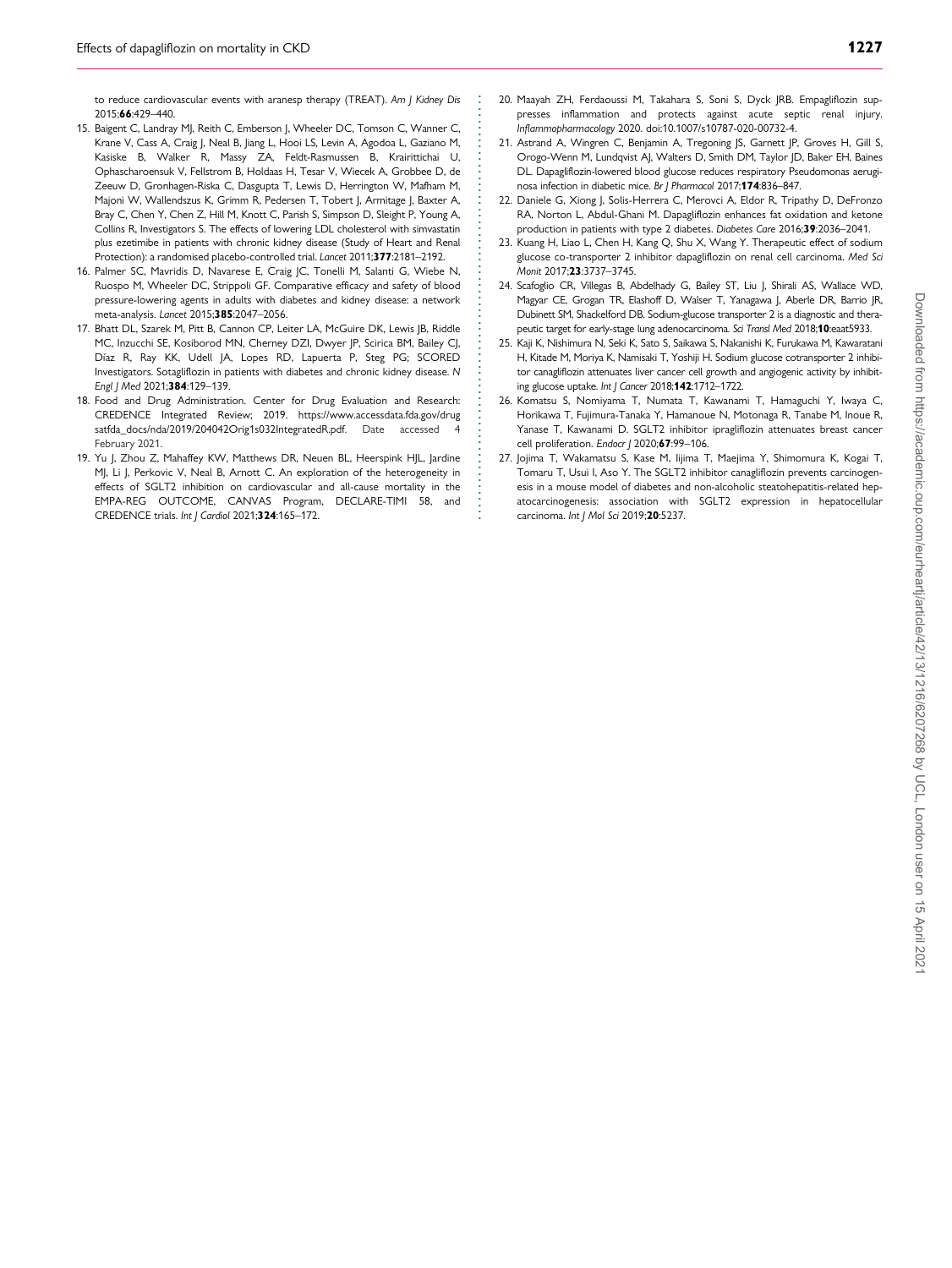to reduce cardiovascular events with aranesp therapy (TREAT). *Am J Kidney Dis* 2015;**66**:429–440.

15. Baigent C, Landray MJ, Reith C, Emberson J, Wheeler DC, Tomson C, Wanner C, Krane V, Cass A, Craig J, Neal B, Jiang L, Hooi LS, Levin A, Agodoa L, Gaziano M, Kasiske B, Walker R, Massy ZA, Feldt-Rasmussen B, Krairittichai U, Ophascharoensuk V, Fellstrom B, Holdaas H, Tesar V, Wiecek A, Grobbee D, de Zeeuw D, Gronhagen-Riska C, Dasgupta T, Lewis D, Herrington W, Mafham M, Majoni W, Wallendszus K, Grimm R, Pedersen T, Tobert J, Armitage J, Baxter A, Bray C, Chen Y, Chen Z, Hill M, Knott C, Parish S, Simpson D, Sleight P, Young A, Collins R, Investigators S. The effects of lowering LDL cholesterol with simvastatin plus ezetimibe in patients with chronic kidney disease (Study of Heart and Renal Protection): a randomised placebo-controlled trial. *Lancet* 2011;**377**:2181–2192.
16. Palmer SC, Mavridis D, Navarese E, Craig JC, Tonelli M, Salanti G, Wiebe N, Ruospo M, Wheeler DC, Strippoli GF. Comparative efficacy and safety of blood pressure-lowering agents in adults with diabetes and kidney disease: a network meta-analysis. *Lancet* 2015;**385**:2047–2056.
17. Bhatt DL, Szarek M, Pitt B, Cannon CP, Leiter LA, McGuire DK, Lewis JB, Riddle MC, Inzucchi SE, Kosiborod MN, Cherney DZI, Dwyer JP, Scirica BM, Bailey CJ, Díaz R, Ray KK, Udell JA, Lopes RD, Lapuerta P, Steg PG; SCORED Investigators. Sotagliflozin in patients with diabetes and chronic kidney disease. *N Engl J Med* 2021;**384**:129–139.
18. Food and Drug Administration. Center for Drug Evaluation and Research: CREDENCE Integrated Review; 2019. https://www.accessdata.fda.gov/drugsatfda_docs/nda/2019/204042Orig1s032IntegratedR.pdf. Date accessed 4 February 2021.
19. Yu J, Zhou Z, Mahaffey KW, Matthews DR, Neuen BL, Heerspink HJL, Jardine MJ, Li J, Perkovic V, Neal B, Arnott C. An exploration of the heterogeneity in effects of SGLT2 inhibition on cardiovascular and all-cause mortality in the EMPA-REG OUTCOME, CANVAS Program, DECLARE-TIMI 58, and CREDENCE trials. *Int J Cardiol* 2021;**324**:165–172.
20. Maayah ZH, Ferdaoussi M, Takahara S, Soni S, Dyck JRB. Empagliflozin suppresses inflammation and protects against acute septic renal injury. *Inflammopharmacology* 2020. doi:10.1007/s10787-020-00732-4.
21. Astrand A, Wingren C, Benjamin A, Tregoning JS, Garnett JP, Groves H, Gill S, Orogo-Wenn M, Lundqvist AJ, Walters D, Smith DM, Taylor JD, Baker EH, Baines DL. Dapagliflozin-lowered blood glucose reduces respiratory Pseudomonas aeruginosa infection in diabetic mice. *Br J Pharmacol* 2017;**174**:836–847.
22. Daniele G, Xiong J, Solis-Herrera C, Merovci A, Eldor R, Tripathy D, DeFronzo RA, Norton L, Abdul-Ghani M. Dapagliflozin enhances fat oxidation and ketone production in patients with type 2 diabetes. *Diabetes Care* 2016;**39**:2036–2041.
23. Kuang H, Liao L, Chen H, Kang Q, Shu X, Wang Y. Therapeutic effect of sodium glucose co-transporter 2 inhibitor dapagliflozin on renal cell carcinoma. *Med Sci Monit* 2017;**23**:3737–3745.
24. Scafoglio CR, Villegas B, Abdelhady G, Bailey ST, Liu J, Shirali AS, Wallace WD, Magyar CE, Grogan TR, Elashoff D, Walser T, Yanagawa J, Aberle DR, Barrio JR, Dubinett SM, Shackelford DB. Sodium-glucose transporter 2 is a diagnostic and therapeutic target for early-stage lung adenocarcinoma. *Sci Transl Med* 2018;**10**:eaat5933.
25. Kaji K, Nishimura N, Seki K, Sato S, Saikawa S, Nakanishi K, Furukawa M, Kawaratani H, Kitade M, Moriya K, Namisaki T, Yoshiji H. Sodium glucose cotransporter 2 inhibitor canagliflozin attenuates liver cancer cell growth and angiogenic activity by inhibiting glucose uptake. *Int J Cancer* 2018;**142**:1712–1722.
26. Komatsu S, Nomiyama T, Numata T, Kawanami T, Hamaguchi Y, Iwaya C, Horikawa T, Fujimura-Tanaka Y, Hamanoue N, Motonaga R, Tanabe M, Inoue R, Yanase T, Kawanami D. SGLT2 inhibitor ipragliflozin attenuates breast cancer cell proliferation. *Endocr J* 2020;**67**:99–106.
27. Jojima T, Wakamatsu S, Kase M, Iijima T, Maejima Y, Shimomura K, Kogai T, Tomaru T, Usui I, Aso Y. The SGLT2 inhibitor canagliflozin prevents carcinogenesis in a mouse model of diabetes and non-alcoholic steatohepatitis-related hepatocarcinogenesis: association with SGLT2 expression in hepatocellular carcinoma. *Int J Mol Sci* 2019;**20**:5237.